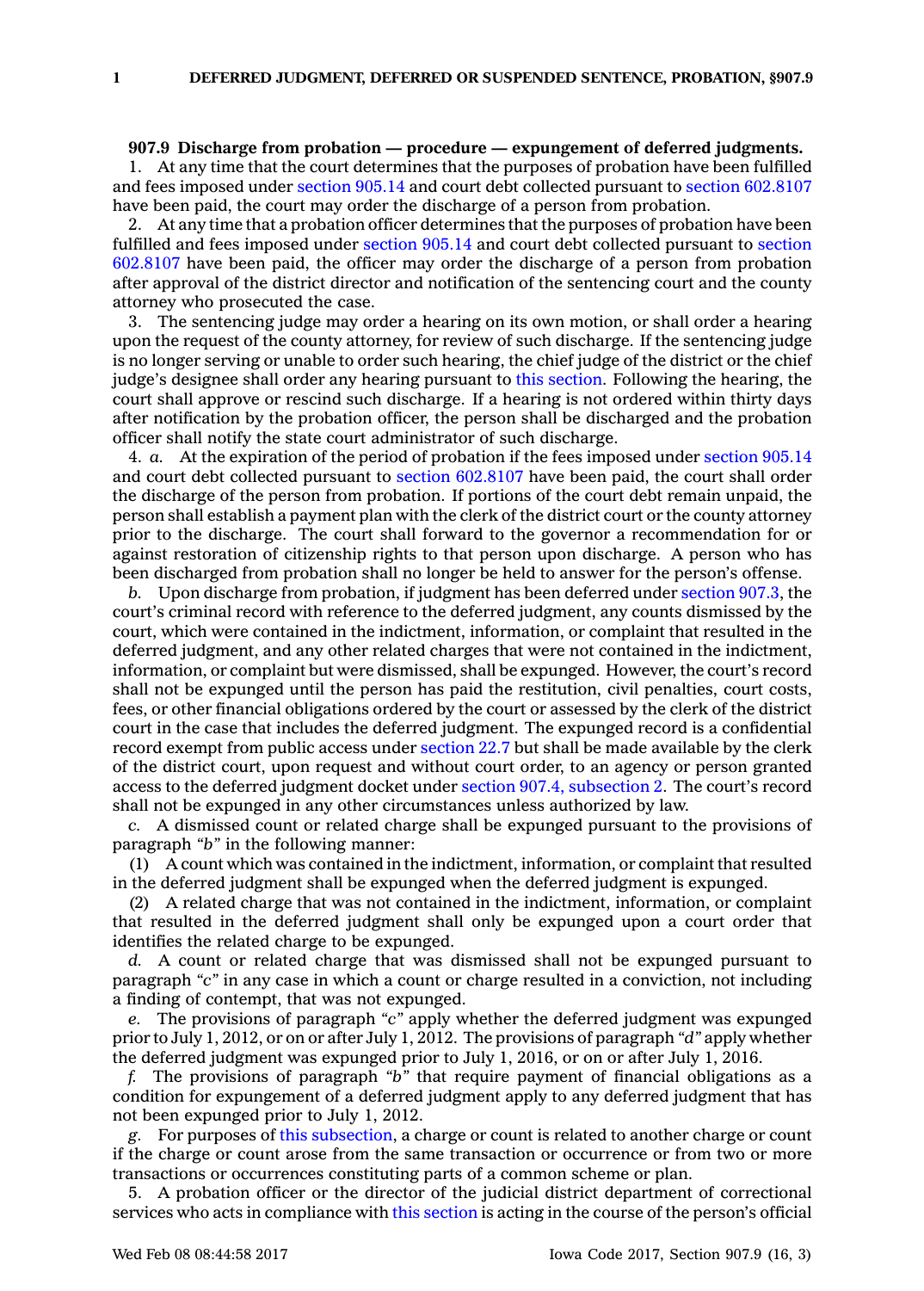**907.9 Discharge from probation — procedure — expungement of deferred judgments.**

1. At any time that the court determines that the purposes of probation have been fulfilled and fees imposed under section 905.14 and court debt collected pursuant to section 602.8107 have been paid, the court may order the discharge of a person from probation.

2. At any time that a probation officer determines that the purposes of probation have been fulfilled and fees imposed under section 905.14 and court debt collected pursuant to section 602.8107 have been paid, the officer may order the discharge of a person from probation after approval of the district director and notification of the sentencing court and the county attorney who prosecuted the case.

3. The sentencing judge may order a hearing on its own motion, or shall order a hearing upon the request of the county attorney, for review of such discharge. If the sentencing judge is no longer serving or unable to order such hearing, the chief judge of the district or the chief judge's designee shall order any hearing pursuant to this section. Following the hearing, the court shall approve or rescind such discharge. If a hearing is not ordered within thirty days after notification by the probation officer, the person shall be discharged and the probation officer shall notify the state court administrator of such discharge.

4. *a.* At the expiration of the period of probation if the fees imposed under section 905.14 and court debt collected pursuant to section 602.8107 have been paid, the court shall order the discharge of the person from probation. If portions of the court debt remain unpaid, the person shall establish a payment plan with the clerk of the district court or the county attorney prior to the discharge. The court shall forward to the governor a recommendation for or against restoration of citizenship rights to that person upon discharge. A person who has been discharged from probation shall no longer be held to answer for the person's offense.

*b.* Upon discharge from probation, if judgment has been deferred under section 907.3, the court's criminal record with reference to the deferred judgment, any counts dismissed by the court, which were contained in the indictment, information, or complaint that resulted in the deferred judgment, and any other related charges that were not contained in the indictment, information, or complaint but were dismissed, shall be expunged. However, the court's record shall not be expunged until the person has paid the restitution, civil penalties, court costs, fees, or other financial obligations ordered by the court or assessed by the clerk of the district court in the case that includes the deferred judgment. The expunged record is a confidential record exempt from public access under section 22.7 but shall be made available by the clerk of the district court, upon request and without court order, to an agency or person granted access to the deferred judgment docket under section 907.4, subsection 2. The court's record shall not be expunged in any other circumstances unless authorized by law.

*c.* A dismissed count or related charge shall be expunged pursuant to the provisions of paragraph *"b"* in the following manner:

(1) A count which was contained in the indictment, information, or complaint that resulted in the deferred judgment shall be expunged when the deferred judgment is expunged.

(2) A related charge that was not contained in the indictment, information, or complaint that resulted in the deferred judgment shall only be expunged upon a court order that identifies the related charge to be expunged.

*d.* A count or related charge that was dismissed shall not be expunged pursuant to paragraph *"c"* in any case in which a count or charge resulted in a conviction, not including a finding of contempt, that was not expunged.

*e.* The provisions of paragraph *"c"* apply whether the deferred judgment was expunged prior to July 1, 2012, or on or after July 1, 2012. The provisions of paragraph *"d"* apply whether the deferred judgment was expunged prior to July 1, 2016, or on or after July 1, 2016.

*f.* The provisions of paragraph *"b"* that require payment of financial obligations as a condition for expungement of a deferred judgment apply to any deferred judgment that has not been expunged prior to July 1, 2012.

*g.* For purposes of this subsection, a charge or count is related to another charge or count if the charge or count arose from the same transaction or occurrence or from two or more transactions or occurrences constituting parts of a common scheme or plan.

5. A probation officer or the director of the judicial district department of correctional services who acts in compliance with this section is acting in the course of the person's official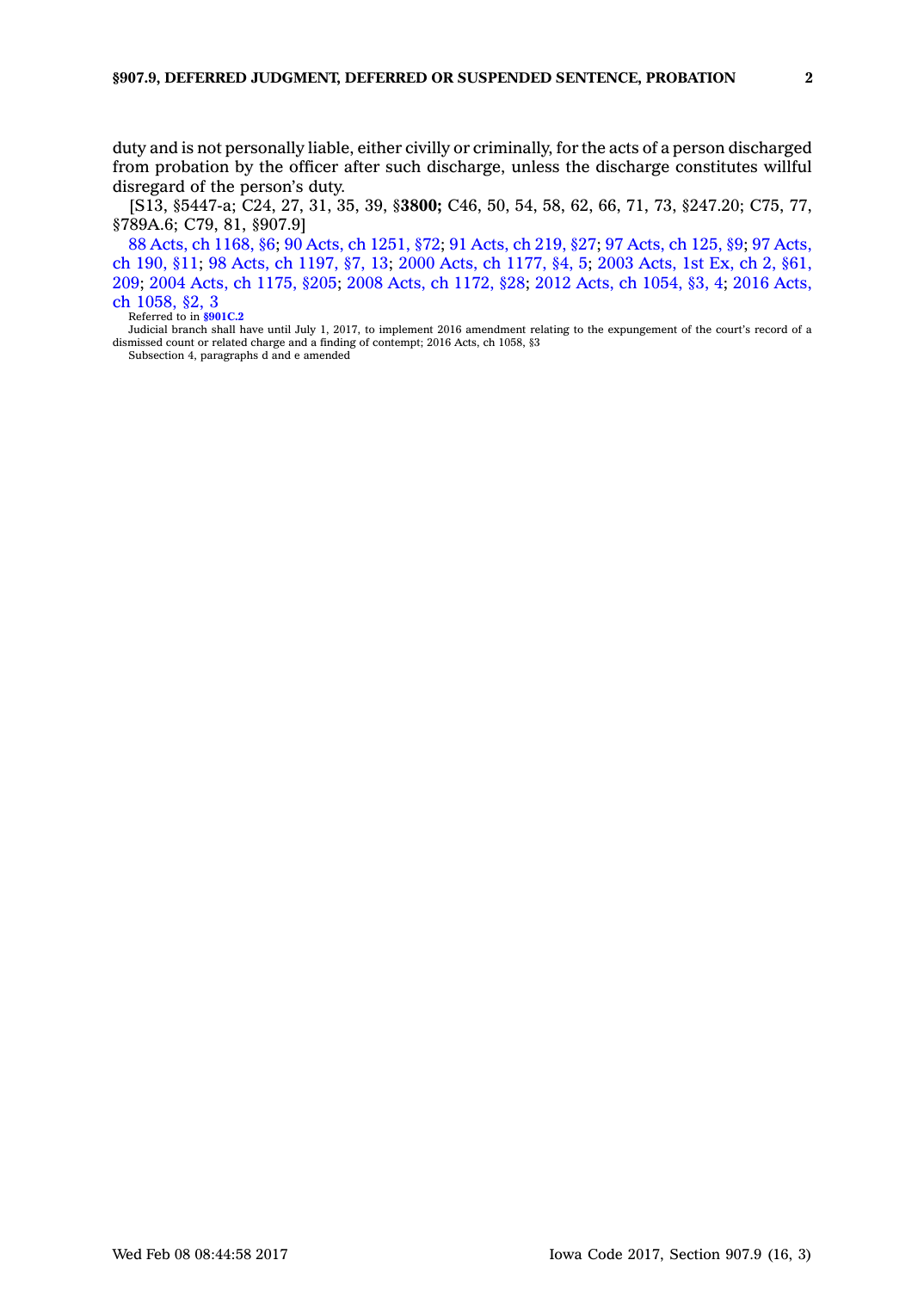duty and is not personally liable, either civilly or criminally, for the acts of a person discharged from probation by the officer after such discharge, unless the discharge constitutes willful disregard of the person's duty.

[S13, §5447-a; C24, 27, 31, 35, 39, §**3800;** C46, 50, 54, 58, 62, 66, 71, 73, §247.20; C75, 77, §789A.6; C79, 81, §907.9]

88 Acts, ch 1168, §6; 90 Acts, ch 1251, §72; 91 Acts, ch 219, §27; 97 Acts, ch 125, §9; 97 Acts, ch 190, §11; 98 Acts, ch 1197, §7, 13; 2000 Acts, ch 1177, §4, 5; 2003 Acts, 1st Ex, ch 2, §61, 209; 2004 Acts, ch 1175, §205; 2008 Acts, ch 1172, §28; 2012 Acts, ch 1054, §3, 4; 2016 Acts, ch 1058, §2, 3

Referred to in **§901C.2**

Judicial branch shall have until July 1, 2017, to implement 2016 amendment relating to the expungement of the court's record of a dismissed count or related charge and a finding of contempt; 2016 Acts, ch 1058, §3

Subsection 4, paragraphs d and e amended